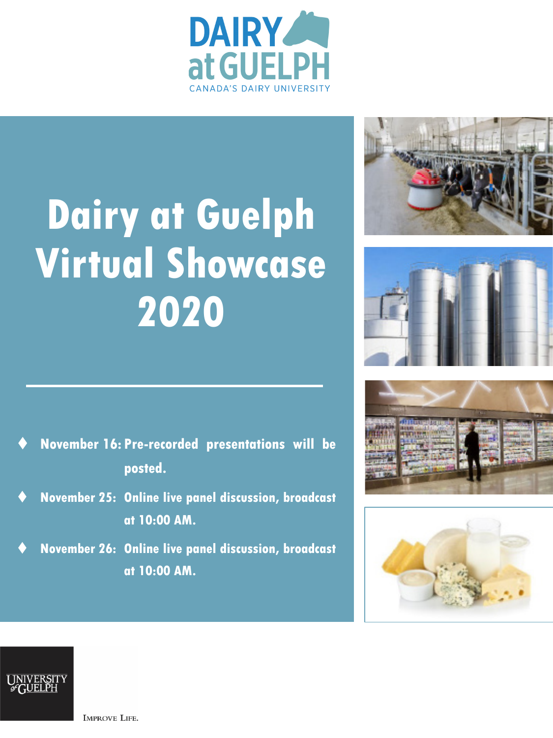DAIRY at GUELPH

CANADA'S DAIRY UNIVERSITY

# Dairy at Guelph Virtual Showcase 2020

- **November 16: Pre-recorded presentations will be posted.**
- **November 25: Online live panel discussion, broadcast at 10:00 AM.**
- **November 26: Online live panel discussion, broadcast at 10:00 AM.**

UNIVERSITY of GUELPH

IMPROVE LIFE.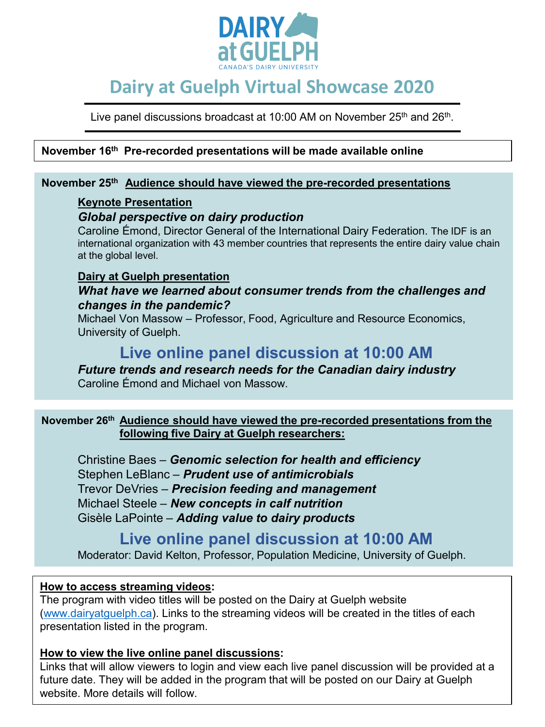DAIRY at GUELPH

CANADA'S DAIRY UNIVERSITY

# Dairy at Guelph Virtual Showcase 2020

Live panel discussions broadcast at 10:00 AM on November 25th and 26th.

**November 16th Pre-recorded presentations will be made available online**

**November 25th <u>Audience should have viewed the pre-recorded presentations</u>**

**<u>Keynote Presentation</u>**

***Global perspective on dairy production***

Caroline Émond, Director General of the International Dairy Federation. The IDF is an international organization with 43 member countries that represents the entire dairy value chain at the global level.

**<u>Dairy at Guelph presentation</u>**

***What have we learned about consumer trends from the challenges and changes in the pandemic?***

Michael Von Massow – Professor, Food, Agriculture and Resource Economics, University of Guelph.

## Live online panel discussion at 10:00 AM

***Future trends and research needs for the Canadian dairy industry***

Caroline Émond and Michael von Massow.

**November 26th <u>Audience should have viewed the pre-recorded presentations from the following five Dairy at Guelph researchers:</u>**

Christine Baes – ***Genomic selection for health and efficiency***
Stephen LeBlanc – ***Prudent use of antimicrobials***
Trevor DeVries – ***Precision feeding and management***
Michael Steele – ***New concepts in calf nutrition***
Gisèle LaPointe – ***Adding value to dairy products***

## Live online panel discussion at 10:00 AM

Moderator: David Kelton, Professor, Population Medicine, University of Guelph.

**<u>How to access streaming videos</u>:**

The program with video titles will be posted on the Dairy at Guelph website (www.dairyatguelph.ca). Links to the streaming videos will be created in the titles of each presentation listed in the program.

**<u>How to view the live online panel discussions</u>:**

Links that will allow viewers to login and view each live panel discussion will be provided at a future date. They will be added in the program that will be posted on our Dairy at Guelph website. More details will follow.